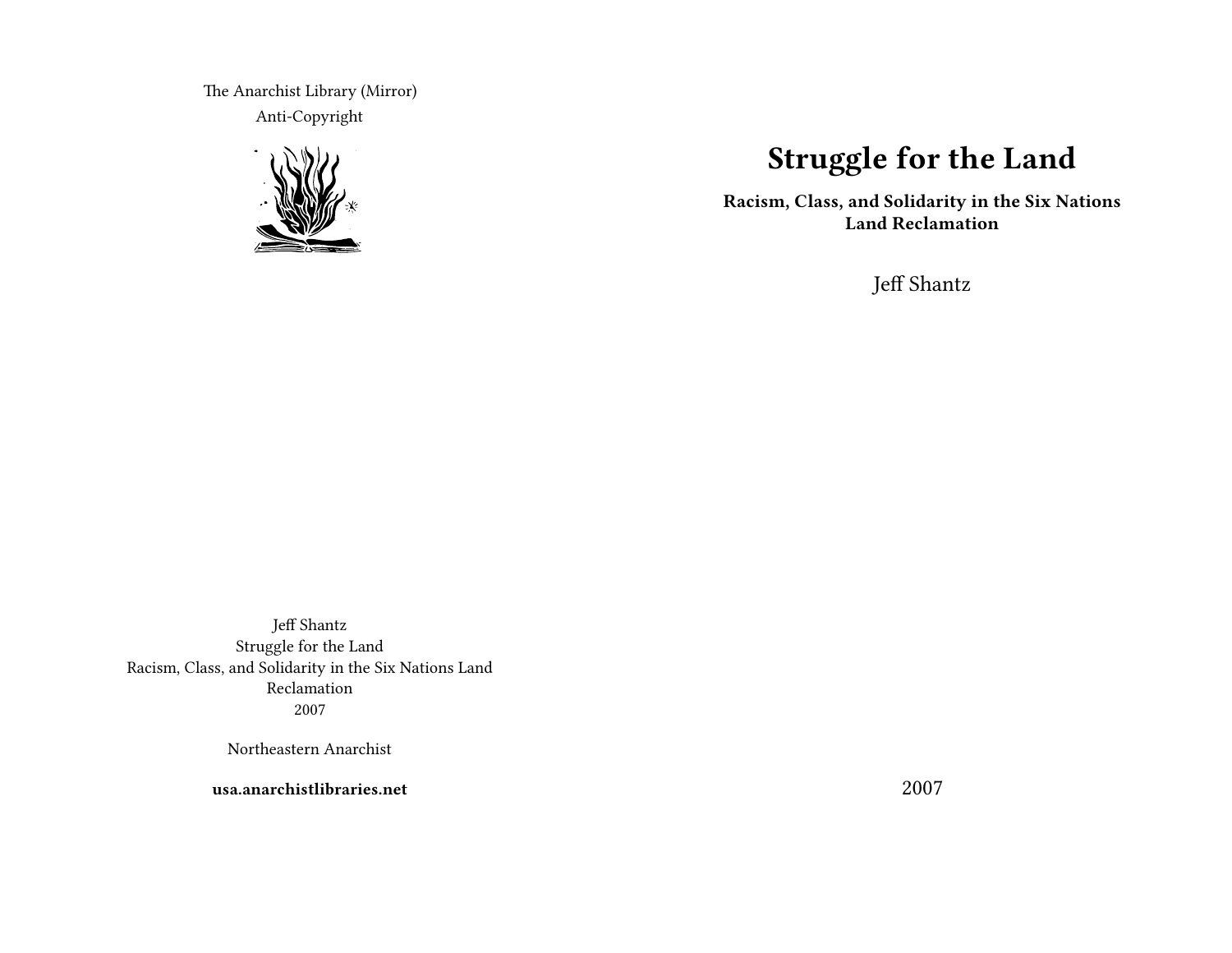The Anarchist Library (Mirror)
Anti-Copyright

Jeff Shantz
Struggle for the Land
Racism, Class, and Solidarity in the Six Nations Land Reclamation
2007

Northeastern Anarchist

**usa.anarchistlibraries.net**

# Struggle for the Land

**Racism, Class, and Solidarity in the Six Nations Land Reclamation**

Jeff Shantz

2007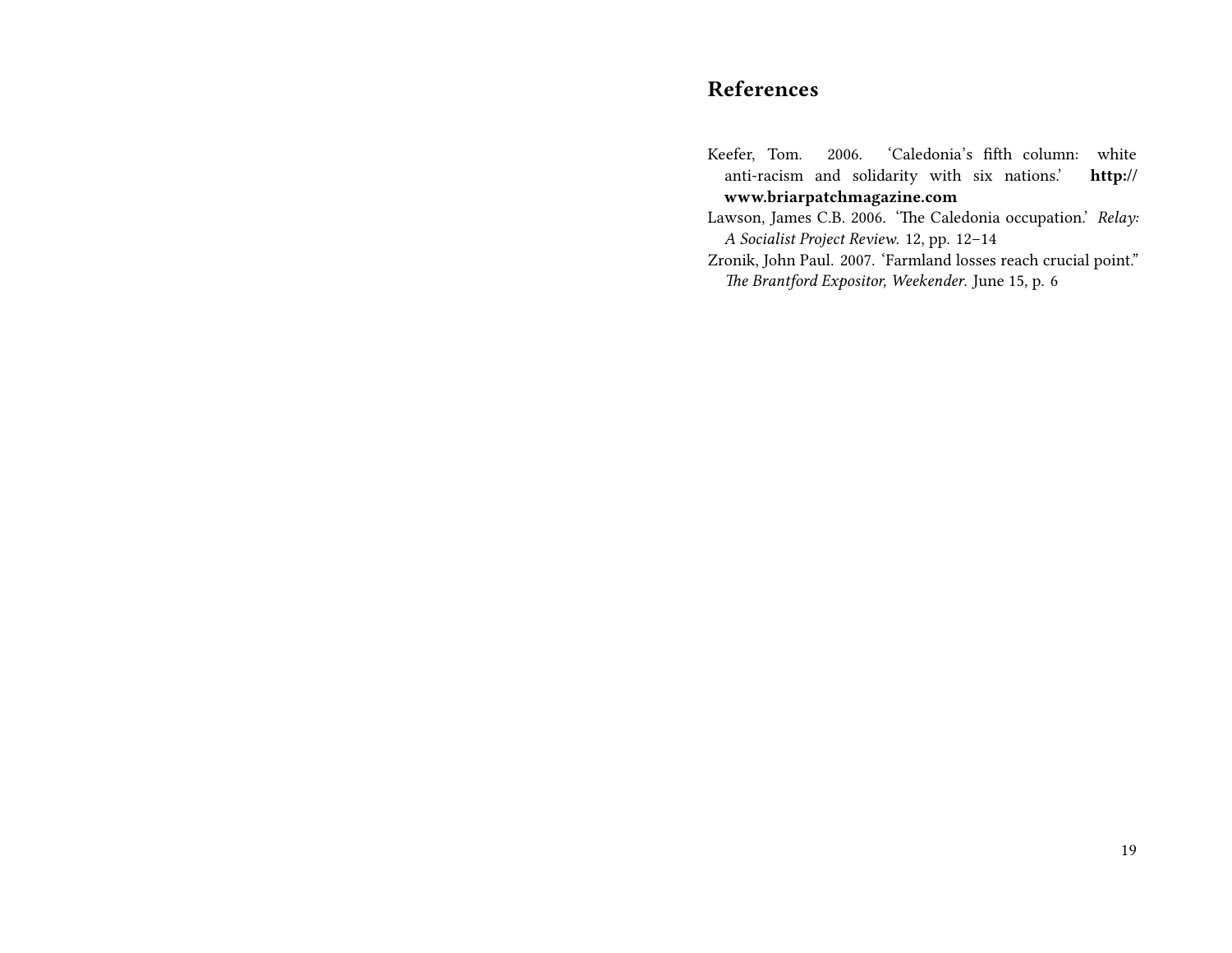## References

Keefer, Tom. 2006. 'Caledonia's fifth column: white anti-racism and solidarity with six nations.' **http://www.briarpatchmagazine.com**

Lawson, James C.B. 2006. 'The Caledonia occupation.' *Relay: A Socialist Project Review.* 12, pp. 12–14

Zronik, John Paul. 2007. 'Farmland losses reach crucial point." *The Brantford Expositor, Weekender.* June 15, p. 6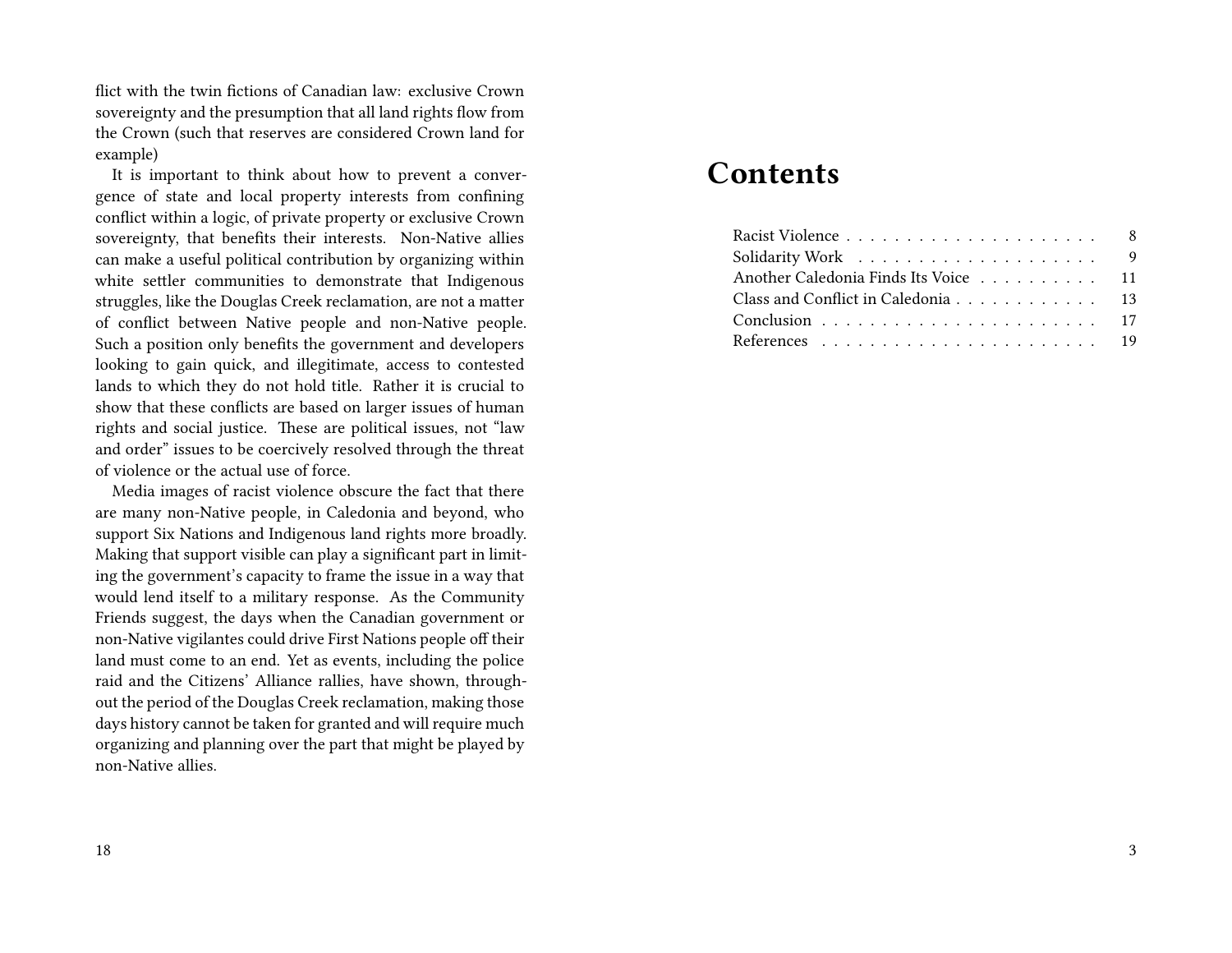flict with the twin fictions of Canadian law: exclusive Crown sovereignty and the presumption that all land rights flow from the Crown (such that reserves are considered Crown land for example)

It is important to think about how to prevent a convergence of state and local property interests from confining conflict within a logic, of private property or exclusive Crown sovereignty, that benefits their interests. Non-Native allies can make a useful political contribution by organizing within white settler communities to demonstrate that Indigenous struggles, like the Douglas Creek reclamation, are not a matter of conflict between Native people and non-Native people. Such a position only benefits the government and developers looking to gain quick, and illegitimate, access to contested lands to which they do not hold title. Rather it is crucial to show that these conflicts are based on larger issues of human rights and social justice. These are political issues, not "law and order" issues to be coercively resolved through the threat of violence or the actual use of force.

Media images of racist violence obscure the fact that there are many non-Native people, in Caledonia and beyond, who support Six Nations and Indigenous land rights more broadly. Making that support visible can play a significant part in limiting the government's capacity to frame the issue in a way that would lend itself to a military response. As the Community Friends suggest, the days when the Canadian government or non-Native vigilantes could drive First Nations people off their land must come to an end. Yet as events, including the police raid and the Citizens' Alliance rallies, have shown, throughout the period of the Douglas Creek reclamation, making those days history cannot be taken for granted and will require much organizing and planning over the part that might be played by non-Native allies.

# Contents

- Racist Violence . . . . . . . . . . . . . . . . . . . . . 8
- Solidarity Work . . . . . . . . . . . . . . . . . . . . 9
- Another Caledonia Finds Its Voice . . . . . . . . . . 11
- Class and Conflict in Caledonia . . . . . . . . . . . . 13
- Conclusion . . . . . . . . . . . . . . . . . . . . . . . 17
- References . . . . . . . . . . . . . . . . . . . . . . . 19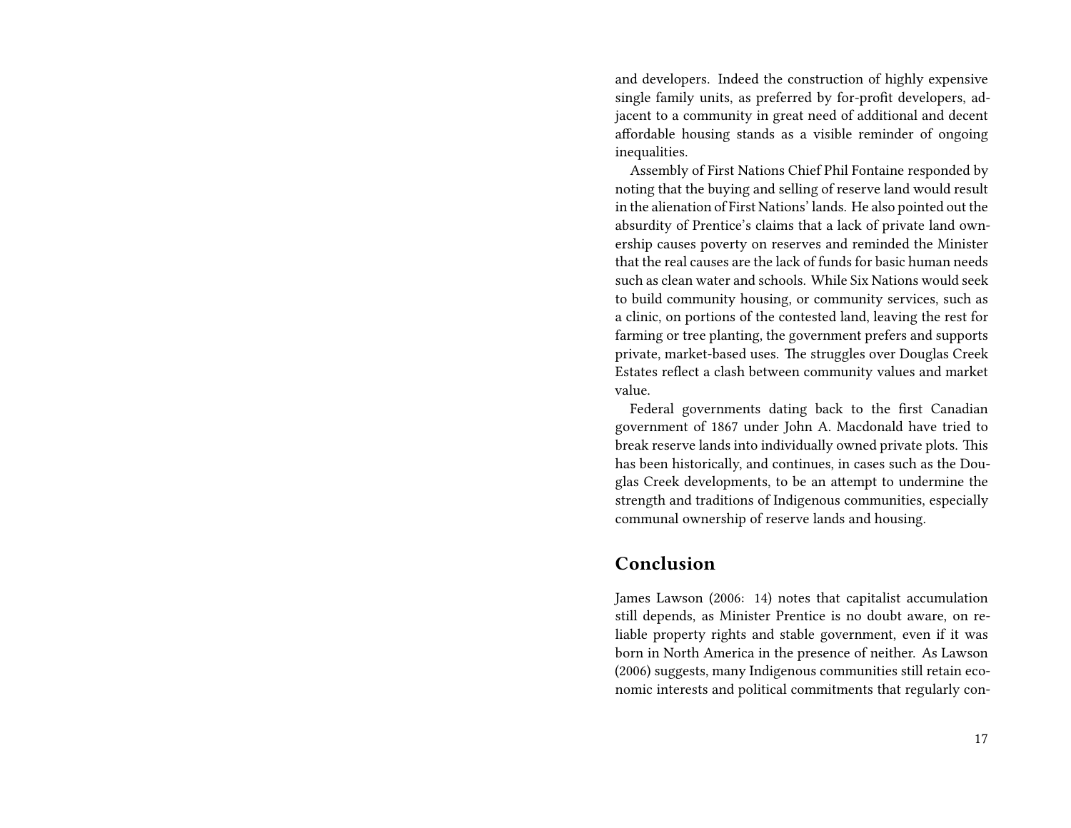and developers. Indeed the construction of highly expensive single family units, as preferred by for-profit developers, adjacent to a community in great need of additional and decent affordable housing stands as a visible reminder of ongoing inequalities.

Assembly of First Nations Chief Phil Fontaine responded by noting that the buying and selling of reserve land would result in the alienation of First Nations' lands. He also pointed out the absurdity of Prentice's claims that a lack of private land ownership causes poverty on reserves and reminded the Minister that the real causes are the lack of funds for basic human needs such as clean water and schools. While Six Nations would seek to build community housing, or community services, such as a clinic, on portions of the contested land, leaving the rest for farming or tree planting, the government prefers and supports private, market-based uses. The struggles over Douglas Creek Estates reflect a clash between community values and market value.

Federal governments dating back to the first Canadian government of 1867 under John A. Macdonald have tried to break reserve lands into individually owned private plots. This has been historically, and continues, in cases such as the Douglas Creek developments, to be an attempt to undermine the strength and traditions of Indigenous communities, especially communal ownership of reserve lands and housing.

## Conclusion

James Lawson (2006: 14) notes that capitalist accumulation still depends, as Minister Prentice is no doubt aware, on reliable property rights and stable government, even if it was born in North America in the presence of neither. As Lawson (2006) suggests, many Indigenous communities still retain economic interests and political commitments that regularly con-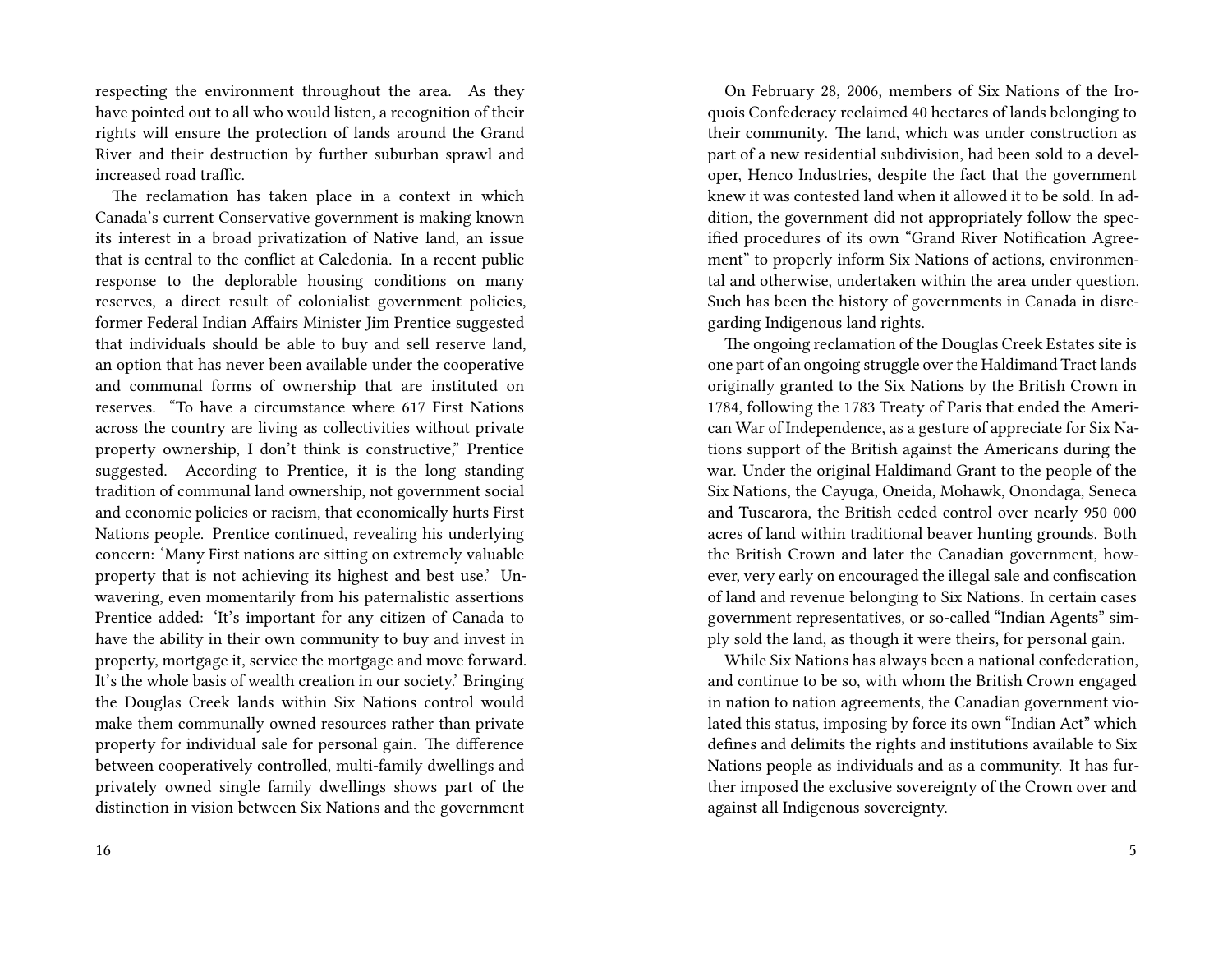respecting the environment throughout the area. As they have pointed out to all who would listen, a recognition of their rights will ensure the protection of lands around the Grand River and their destruction by further suburban sprawl and increased road traffic.

The reclamation has taken place in a context in which Canada's current Conservative government is making known its interest in a broad privatization of Native land, an issue that is central to the conflict at Caledonia. In a recent public response to the deplorable housing conditions on many reserves, a direct result of colonialist government policies, former Federal Indian Affairs Minister Jim Prentice suggested that individuals should be able to buy and sell reserve land, an option that has never been available under the cooperative and communal forms of ownership that are instituted on reserves. "To have a circumstance where 617 First Nations across the country are living as collectivities without private property ownership, I don't think is constructive," Prentice suggested. According to Prentice, it is the long standing tradition of communal land ownership, not government social and economic policies or racism, that economically hurts First Nations people. Prentice continued, revealing his underlying concern: 'Many First nations are sitting on extremely valuable property that is not achieving its highest and best use.' Unwavering, even momentarily from his paternalistic assertions Prentice added: 'It's important for any citizen of Canada to have the ability in their own community to buy and invest in property, mortgage it, service the mortgage and move forward. It's the whole basis of wealth creation in our society.' Bringing the Douglas Creek lands within Six Nations control would make them communally owned resources rather than private property for individual sale for personal gain. The difference between cooperatively controlled, multi-family dwellings and privately owned single family dwellings shows part of the distinction in vision between Six Nations and the government

On February 28, 2006, members of Six Nations of the Iroquois Confederacy reclaimed 40 hectares of lands belonging to their community. The land, which was under construction as part of a new residential subdivision, had been sold to a developer, Henco Industries, despite the fact that the government knew it was contested land when it allowed it to be sold. In addition, the government did not appropriately follow the specified procedures of its own "Grand River Notification Agreement" to properly inform Six Nations of actions, environmental and otherwise, undertaken within the area under question. Such has been the history of governments in Canada in disregarding Indigenous land rights.

The ongoing reclamation of the Douglas Creek Estates site is one part of an ongoing struggle over the Haldimand Tract lands originally granted to the Six Nations by the British Crown in 1784, following the 1783 Treaty of Paris that ended the American War of Independence, as a gesture of appreciate for Six Nations support of the British against the Americans during the war. Under the original Haldimand Grant to the people of the Six Nations, the Cayuga, Oneida, Mohawk, Onondaga, Seneca and Tuscarora, the British ceded control over nearly 950 000 acres of land within traditional beaver hunting grounds. Both the British Crown and later the Canadian government, however, very early on encouraged the illegal sale and confiscation of land and revenue belonging to Six Nations. In certain cases government representatives, or so-called "Indian Agents" simply sold the land, as though it were theirs, for personal gain.

While Six Nations has always been a national confederation, and continue to be so, with whom the British Crown engaged in nation to nation agreements, the Canadian government violated this status, imposing by force its own "Indian Act" which defines and delimits the rights and institutions available to Six Nations people as individuals and as a community. It has further imposed the exclusive sovereignty of the Crown over and against all Indigenous sovereignty.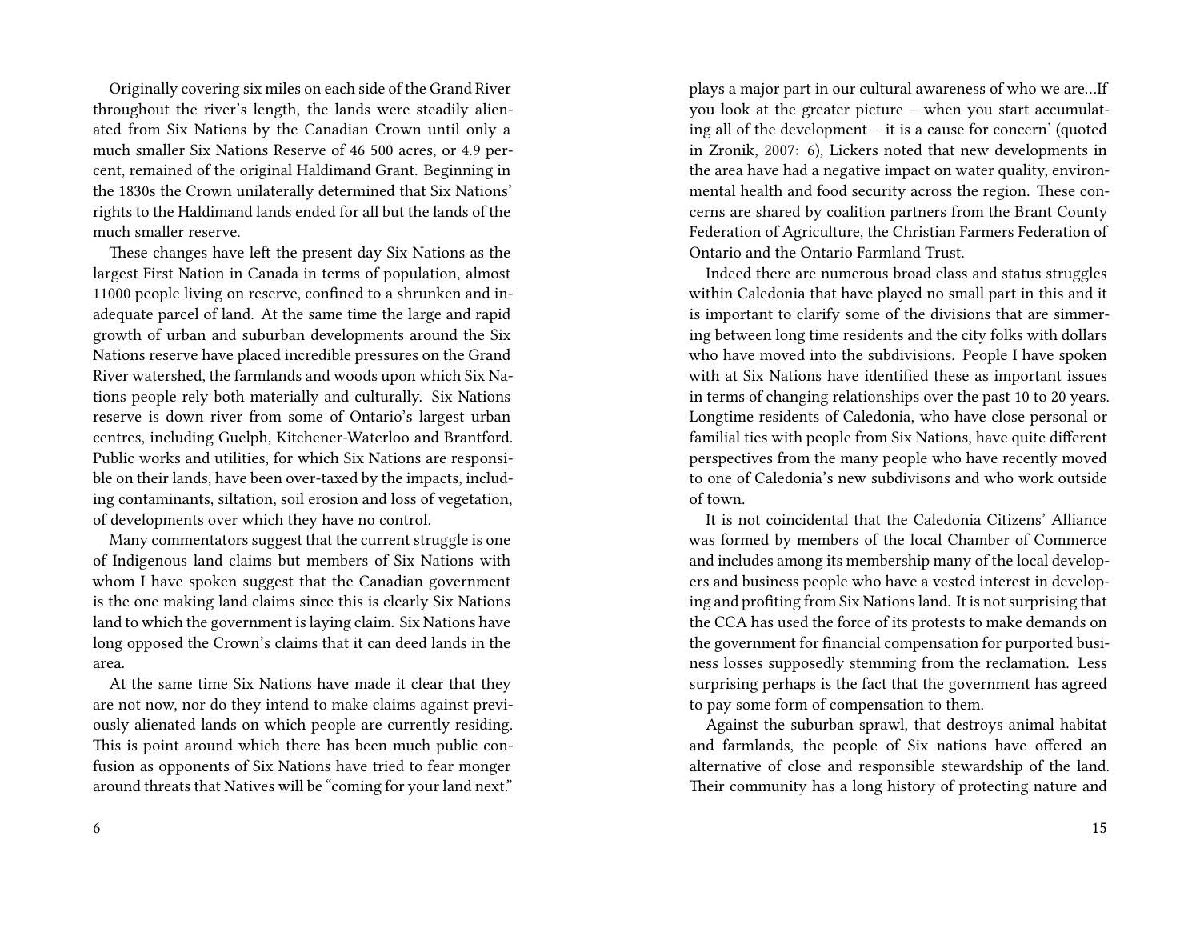Originally covering six miles on each side of the Grand River throughout the river's length, the lands were steadily alienated from Six Nations by the Canadian Crown until only a much smaller Six Nations Reserve of 46 500 acres, or 4.9 percent, remained of the original Haldimand Grant. Beginning in the 1830s the Crown unilaterally determined that Six Nations' rights to the Haldimand lands ended for all but the lands of the much smaller reserve.

These changes have left the present day Six Nations as the largest First Nation in Canada in terms of population, almost 11000 people living on reserve, confined to a shrunken and inadequate parcel of land. At the same time the large and rapid growth of urban and suburban developments around the Six Nations reserve have placed incredible pressures on the Grand River watershed, the farmlands and woods upon which Six Nations people rely both materially and culturally. Six Nations reserve is down river from some of Ontario's largest urban centres, including Guelph, Kitchener-Waterloo and Brantford. Public works and utilities, for which Six Nations are responsible on their lands, have been over-taxed by the impacts, including contaminants, siltation, soil erosion and loss of vegetation, of developments over which they have no control.

Many commentators suggest that the current struggle is one of Indigenous land claims but members of Six Nations with whom I have spoken suggest that the Canadian government is the one making land claims since this is clearly Six Nations land to which the government is laying claim. Six Nations have long opposed the Crown's claims that it can deed lands in the area.

At the same time Six Nations have made it clear that they are not now, nor do they intend to make claims against previously alienated lands on which people are currently residing. This is point around which there has been much public confusion as opponents of Six Nations have tried to fear monger around threats that Natives will be "coming for your land next."

plays a major part in our cultural awareness of who we are…If you look at the greater picture – when you start accumulating all of the development – it is a cause for concern' (quoted in Zronik, 2007: 6), Lickers noted that new developments in the area have had a negative impact on water quality, environmental health and food security across the region. These concerns are shared by coalition partners from the Brant County Federation of Agriculture, the Christian Farmers Federation of Ontario and the Ontario Farmland Trust.

Indeed there are numerous broad class and status struggles within Caledonia that have played no small part in this and it is important to clarify some of the divisions that are simmering between long time residents and the city folks with dollars who have moved into the subdivisions. People I have spoken with at Six Nations have identified these as important issues in terms of changing relationships over the past 10 to 20 years. Longtime residents of Caledonia, who have close personal or familial ties with people from Six Nations, have quite different perspectives from the many people who have recently moved to one of Caledonia's new subdivisons and who work outside of town.

It is not coincidental that the Caledonia Citizens' Alliance was formed by members of the local Chamber of Commerce and includes among its membership many of the local developers and business people who have a vested interest in developing and profiting from Six Nations land. It is not surprising that the CCA has used the force of its protests to make demands on the government for financial compensation for purported business losses supposedly stemming from the reclamation. Less surprising perhaps is the fact that the government has agreed to pay some form of compensation to them.

Against the suburban sprawl, that destroys animal habitat and farmlands, the people of Six nations have offered an alternative of close and responsible stewardship of the land. Their community has a long history of protecting nature and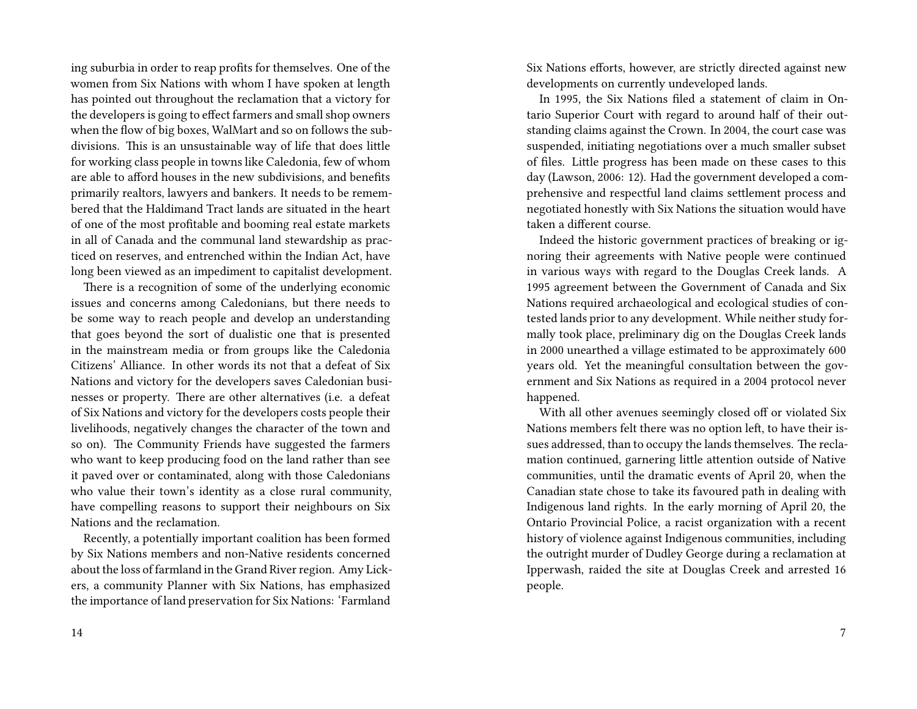ing suburbia in order to reap profits for themselves. One of the women from Six Nations with whom I have spoken at length has pointed out throughout the reclamation that a victory for the developers is going to effect farmers and small shop owners when the flow of big boxes, WalMart and so on follows the subdivisions. This is an unsustainable way of life that does little for working class people in towns like Caledonia, few of whom are able to afford houses in the new subdivisions, and benefits primarily realtors, lawyers and bankers. It needs to be remembered that the Haldimand Tract lands are situated in the heart of one of the most profitable and booming real estate markets in all of Canada and the communal land stewardship as practiced on reserves, and entrenched within the Indian Act, have long been viewed as an impediment to capitalist development.

There is a recognition of some of the underlying economic issues and concerns among Caledonians, but there needs to be some way to reach people and develop an understanding that goes beyond the sort of dualistic one that is presented in the mainstream media or from groups like the Caledonia Citizens' Alliance. In other words its not that a defeat of Six Nations and victory for the developers saves Caledonian businesses or property. There are other alternatives (i.e. a defeat of Six Nations and victory for the developers costs people their livelihoods, negatively changes the character of the town and so on). The Community Friends have suggested the farmers who want to keep producing food on the land rather than see it paved over or contaminated, along with those Caledonians who value their town's identity as a close rural community, have compelling reasons to support their neighbours on Six Nations and the reclamation.

Recently, a potentially important coalition has been formed by Six Nations members and non-Native residents concerned about the loss of farmland in the Grand River region. Amy Lickers, a community Planner with Six Nations, has emphasized the importance of land preservation for Six Nations: 'Farmland

Six Nations efforts, however, are strictly directed against new developments on currently undeveloped lands.

In 1995, the Six Nations filed a statement of claim in Ontario Superior Court with regard to around half of their outstanding claims against the Crown. In 2004, the court case was suspended, initiating negotiations over a much smaller subset of files. Little progress has been made on these cases to this day (Lawson, 2006: 12). Had the government developed a comprehensive and respectful land claims settlement process and negotiated honestly with Six Nations the situation would have taken a different course.

Indeed the historic government practices of breaking or ignoring their agreements with Native people were continued in various ways with regard to the Douglas Creek lands. A 1995 agreement between the Government of Canada and Six Nations required archaeological and ecological studies of contested lands prior to any development. While neither study formally took place, preliminary dig on the Douglas Creek lands in 2000 unearthed a village estimated to be approximately 600 years old. Yet the meaningful consultation between the government and Six Nations as required in a 2004 protocol never happened.

With all other avenues seemingly closed off or violated Six Nations members felt there was no option left, to have their issues addressed, than to occupy the lands themselves. The reclamation continued, garnering little attention outside of Native communities, until the dramatic events of April 20, when the Canadian state chose to take its favoured path in dealing with Indigenous land rights. In the early morning of April 20, the Ontario Provincial Police, a racist organization with a recent history of violence against Indigenous communities, including the outright murder of Dudley George during a reclamation at Ipperwash, raided the site at Douglas Creek and arrested 16 people.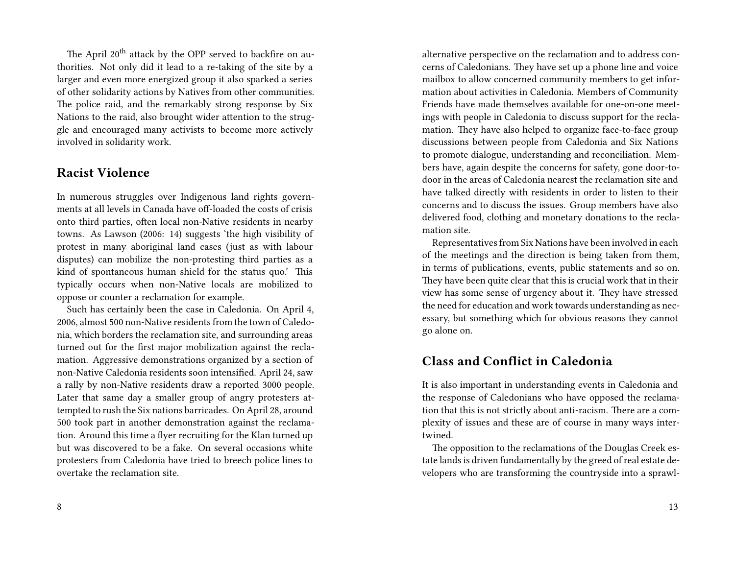The April 20th attack by the OPP served to backfire on authorities. Not only did it lead to a re-taking of the site by a larger and even more energized group it also sparked a series of other solidarity actions by Natives from other communities. The police raid, and the remarkably strong response by Six Nations to the raid, also brought wider attention to the struggle and encouraged many activists to become more actively involved in solidarity work.

## Racist Violence

In numerous struggles over Indigenous land rights governments at all levels in Canada have off-loaded the costs of crisis onto third parties, often local non-Native residents in nearby towns. As Lawson (2006: 14) suggests 'the high visibility of protest in many aboriginal land cases (just as with labour disputes) can mobilize the non-protesting third parties as a kind of spontaneous human shield for the status quo.' This typically occurs when non-Native locals are mobilized to oppose or counter a reclamation for example.

Such has certainly been the case in Caledonia. On April 4, 2006, almost 500 non-Native residents from the town of Caledonia, which borders the reclamation site, and surrounding areas turned out for the first major mobilization against the reclamation. Aggressive demonstrations organized by a section of non-Native Caledonia residents soon intensified. April 24, saw a rally by non-Native residents draw a reported 3000 people. Later that same day a smaller group of angry protesters attempted to rush the Six nations barricades. On April 28, around 500 took part in another demonstration against the reclamation. Around this time a flyer recruiting for the Klan turned up but was discovered to be a fake. On several occasions white protesters from Caledonia have tried to breech police lines to overtake the reclamation site.

alternative perspective on the reclamation and to address concerns of Caledonians. They have set up a phone line and voice mailbox to allow concerned community members to get information about activities in Caledonia. Members of Community Friends have made themselves available for one-on-one meetings with people in Caledonia to discuss support for the reclamation. They have also helped to organize face-to-face group discussions between people from Caledonia and Six Nations to promote dialogue, understanding and reconciliation. Members have, again despite the concerns for safety, gone door-to-door in the areas of Caledonia nearest the reclamation site and have talked directly with residents in order to listen to their concerns and to discuss the issues. Group members have also delivered food, clothing and monetary donations to the reclamation site.

Representatives from Six Nations have been involved in each of the meetings and the direction is being taken from them, in terms of publications, events, public statements and so on. They have been quite clear that this is crucial work that in their view has some sense of urgency about it. They have stressed the need for education and work towards understanding as necessary, but something which for obvious reasons they cannot go alone on.

## Class and Conflict in Caledonia

It is also important in understanding events in Caledonia and the response of Caledonians who have opposed the reclamation that this is not strictly about anti-racism. There are a complexity of issues and these are of course in many ways intertwined.

The opposition to the reclamations of the Douglas Creek estate lands is driven fundamentally by the greed of real estate developers who are transforming the countryside into a sprawl-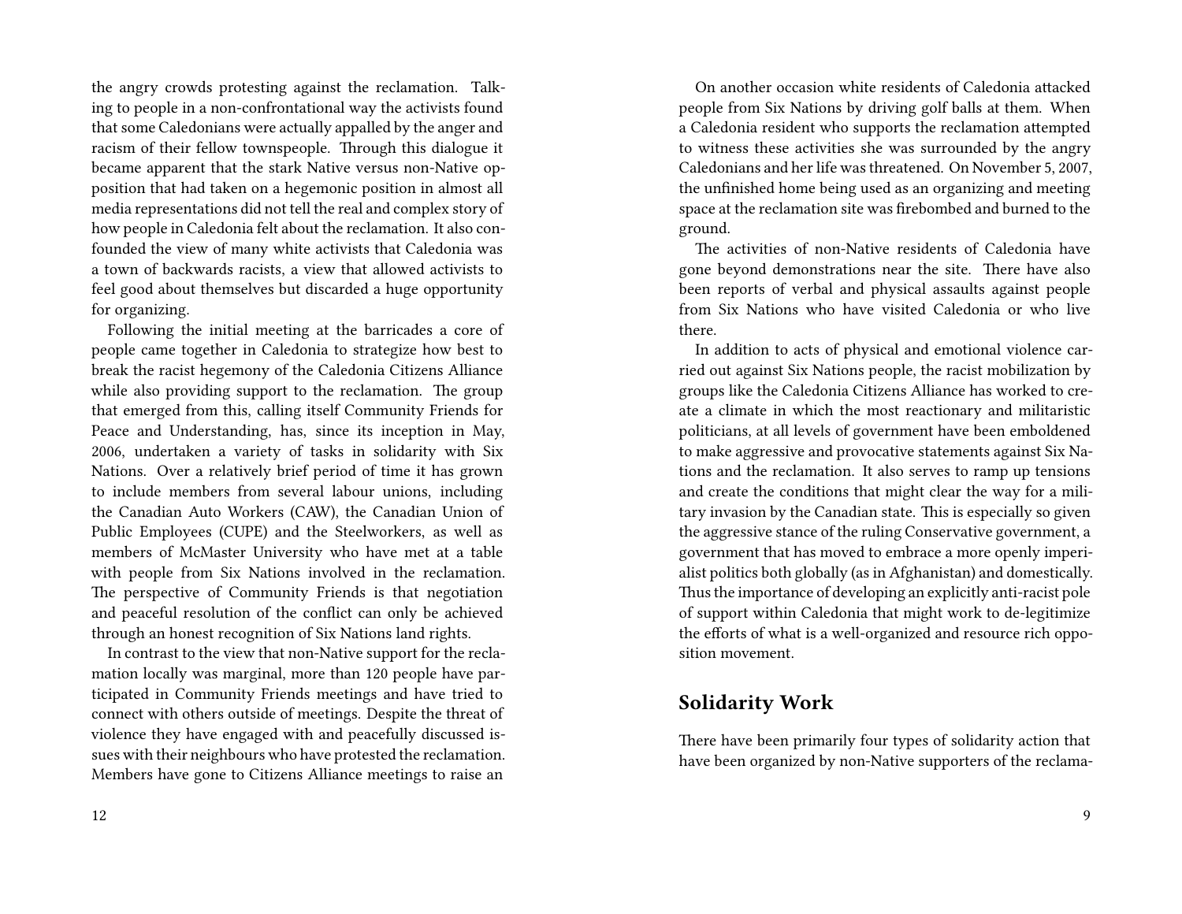the angry crowds protesting against the reclamation. Talking to people in a non-confrontational way the activists found that some Caledonians were actually appalled by the anger and racism of their fellow townspeople. Through this dialogue it became apparent that the stark Native versus non-Native opposition that had taken on a hegemonic position in almost all media representations did not tell the real and complex story of how people in Caledonia felt about the reclamation. It also confounded the view of many white activists that Caledonia was a town of backwards racists, a view that allowed activists to feel good about themselves but discarded a huge opportunity for organizing.

Following the initial meeting at the barricades a core of people came together in Caledonia to strategize how best to break the racist hegemony of the Caledonia Citizens Alliance while also providing support to the reclamation. The group that emerged from this, calling itself Community Friends for Peace and Understanding, has, since its inception in May, 2006, undertaken a variety of tasks in solidarity with Six Nations. Over a relatively brief period of time it has grown to include members from several labour unions, including the Canadian Auto Workers (CAW), the Canadian Union of Public Employees (CUPE) and the Steelworkers, as well as members of McMaster University who have met at a table with people from Six Nations involved in the reclamation. The perspective of Community Friends is that negotiation and peaceful resolution of the conflict can only be achieved through an honest recognition of Six Nations land rights.

In contrast to the view that non-Native support for the reclamation locally was marginal, more than 120 people have participated in Community Friends meetings and have tried to connect with others outside of meetings. Despite the threat of violence they have engaged with and peacefully discussed issues with their neighbours who have protested the reclamation. Members have gone to Citizens Alliance meetings to raise an

On another occasion white residents of Caledonia attacked people from Six Nations by driving golf balls at them. When a Caledonia resident who supports the reclamation attempted to witness these activities she was surrounded by the angry Caledonians and her life was threatened. On November 5, 2007, the unfinished home being used as an organizing and meeting space at the reclamation site was firebombed and burned to the ground.

The activities of non-Native residents of Caledonia have gone beyond demonstrations near the site. There have also been reports of verbal and physical assaults against people from Six Nations who have visited Caledonia or who live there.

In addition to acts of physical and emotional violence carried out against Six Nations people, the racist mobilization by groups like the Caledonia Citizens Alliance has worked to create a climate in which the most reactionary and militaristic politicians, at all levels of government have been emboldened to make aggressive and provocative statements against Six Nations and the reclamation. It also serves to ramp up tensions and create the conditions that might clear the way for a military invasion by the Canadian state. This is especially so given the aggressive stance of the ruling Conservative government, a government that has moved to embrace a more openly imperialist politics both globally (as in Afghanistan) and domestically. Thus the importance of developing an explicitly anti-racist pole of support within Caledonia that might work to de-legitimize the efforts of what is a well-organized and resource rich opposition movement.

## Solidarity Work

There have been primarily four types of solidarity action that have been organized by non-Native supporters of the reclama-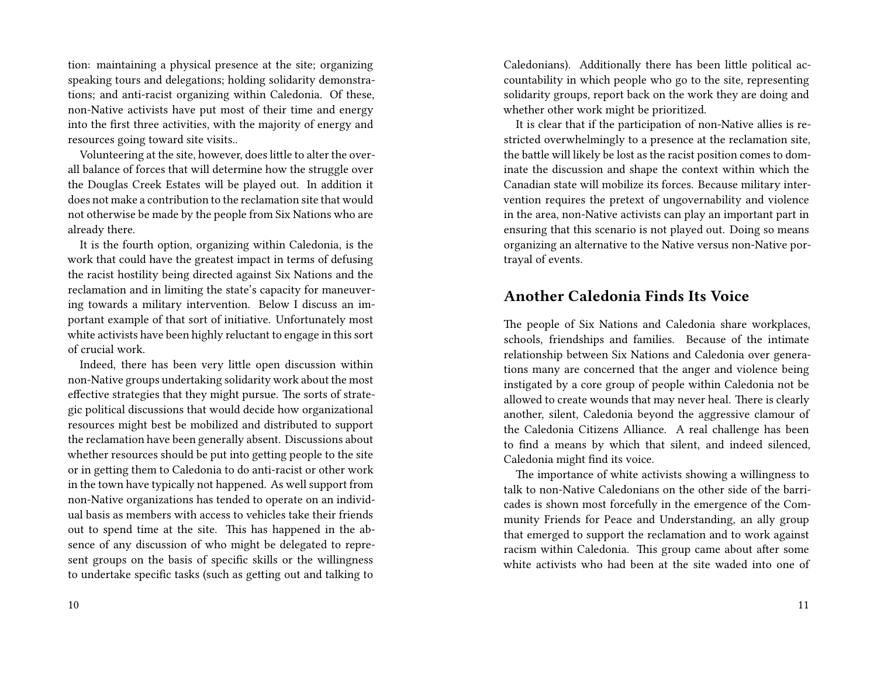tion: maintaining a physical presence at the site; organizing speaking tours and delegations; holding solidarity demonstrations; and anti-racist organizing within Caledonia. Of these, non-Native activists have put most of their time and energy into the first three activities, with the majority of energy and resources going toward site visits..

Volunteering at the site, however, does little to alter the overall balance of forces that will determine how the struggle over the Douglas Creek Estates will be played out. In addition it does not make a contribution to the reclamation site that would not otherwise be made by the people from Six Nations who are already there.

It is the fourth option, organizing within Caledonia, is the work that could have the greatest impact in terms of defusing the racist hostility being directed against Six Nations and the reclamation and in limiting the state's capacity for maneuvering towards a military intervention. Below I discuss an important example of that sort of initiative. Unfortunately most white activists have been highly reluctant to engage in this sort of crucial work.

Indeed, there has been very little open discussion within non-Native groups undertaking solidarity work about the most effective strategies that they might pursue. The sorts of strategic political discussions that would decide how organizational resources might best be mobilized and distributed to support the reclamation have been generally absent. Discussions about whether resources should be put into getting people to the site or in getting them to Caledonia to do anti-racist or other work in the town have typically not happened. As well support from non-Native organizations has tended to operate on an individual basis as members with access to vehicles take their friends out to spend time at the site. This has happened in the absence of any discussion of who might be delegated to represent groups on the basis of specific skills or the willingness to undertake specific tasks (such as getting out and talking to Caledonians). Additionally there has been little political accountability in which people who go to the site, representing solidarity groups, report back on the work they are doing and whether other work might be prioritized.

It is clear that if the participation of non-Native allies is restricted overwhelmingly to a presence at the reclamation site, the battle will likely be lost as the racist position comes to dominate the discussion and shape the context within which the Canadian state will mobilize its forces. Because military intervention requires the pretext of ungovernability and violence in the area, non-Native activists can play an important part in ensuring that this scenario is not played out. Doing so means organizing an alternative to the Native versus non-Native portrayal of events.

## Another Caledonia Finds Its Voice

The people of Six Nations and Caledonia share workplaces, schools, friendships and families. Because of the intimate relationship between Six Nations and Caledonia over generations many are concerned that the anger and violence being instigated by a core group of people within Caledonia not be allowed to create wounds that may never heal. There is clearly another, silent, Caledonia beyond the aggressive clamour of the Caledonia Citizens Alliance. A real challenge has been to find a means by which that silent, and indeed silenced, Caledonia might find its voice.

The importance of white activists showing a willingness to talk to non-Native Caledonians on the other side of the barricades is shown most forcefully in the emergence of the Community Friends for Peace and Understanding, an ally group that emerged to support the reclamation and to work against racism within Caledonia. This group came about after some white activists who had been at the site waded into one of